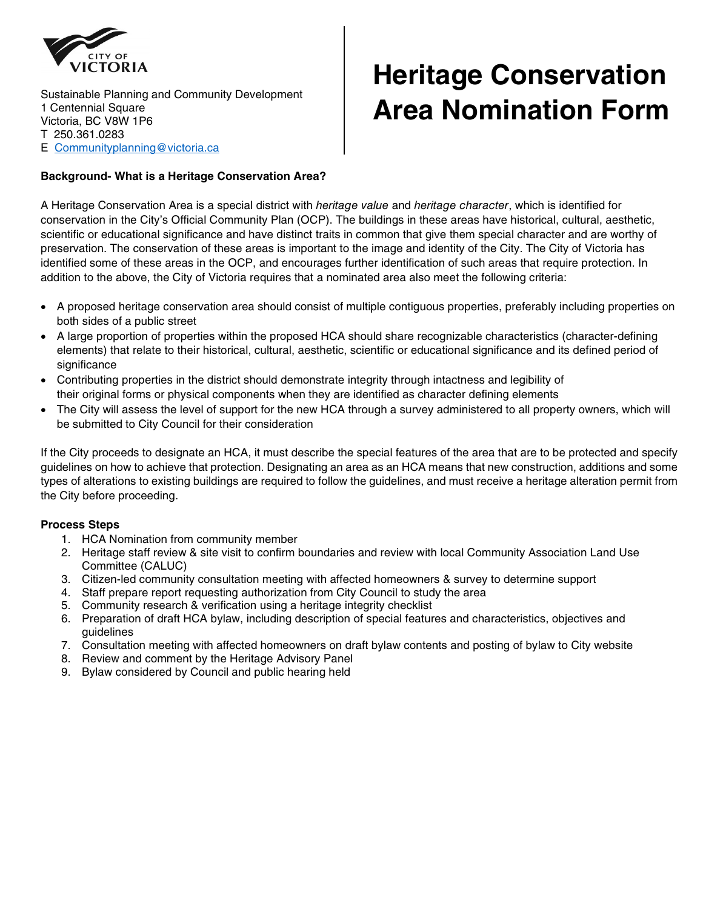CITY OF VICTORIA

Sustainable Planning and Community Development
1 Centennial Square
Victoria, BC V8W 1P6
T 250.361.0283
E Communityplanning@victoria.ca

# Heritage Conservation Area Nomination Form

**Background- What is a Heritage Conservation Area?**

A Heritage Conservation Area is a special district with *heritage value* and *heritage character*, which is identified for conservation in the City's Official Community Plan (OCP). The buildings in these areas have historical, cultural, aesthetic, scientific or educational significance and have distinct traits in common that give them special character and are worthy of preservation. The conservation of these areas is important to the image and identity of the City. The City of Victoria has identified some of these areas in the OCP, and encourages further identification of such areas that require protection. In addition to the above, the City of Victoria requires that a nominated area also meet the following criteria:

- A proposed heritage conservation area should consist of multiple contiguous properties, preferably including properties on both sides of a public street
- A large proportion of properties within the proposed HCA should share recognizable characteristics (character-defining elements) that relate to their historical, cultural, aesthetic, scientific or educational significance and its defined period of significance
- Contributing properties in the district should demonstrate integrity through intactness and legibility of their original forms or physical components when they are identified as character defining elements
- The City will assess the level of support for the new HCA through a survey administered to all property owners, which will be submitted to City Council for their consideration

If the City proceeds to designate an HCA, it must describe the special features of the area that are to be protected and specify guidelines on how to achieve that protection. Designating an area as an HCA means that new construction, additions and some types of alterations to existing buildings are required to follow the guidelines, and must receive a heritage alteration permit from the City before proceeding.

**Process Steps**

1. HCA Nomination from community member
2. Heritage staff review & site visit to confirm boundaries and review with local Community Association Land Use Committee (CALUC)
3. Citizen-led community consultation meeting with affected homeowners & survey to determine support
4. Staff prepare report requesting authorization from City Council to study the area
5. Community research & verification using a heritage integrity checklist
6. Preparation of draft HCA bylaw, including description of special features and characteristics, objectives and guidelines
7. Consultation meeting with affected homeowners on draft bylaw contents and posting of bylaw to City website
8. Review and comment by the Heritage Advisory Panel
9. Bylaw considered by Council and public hearing held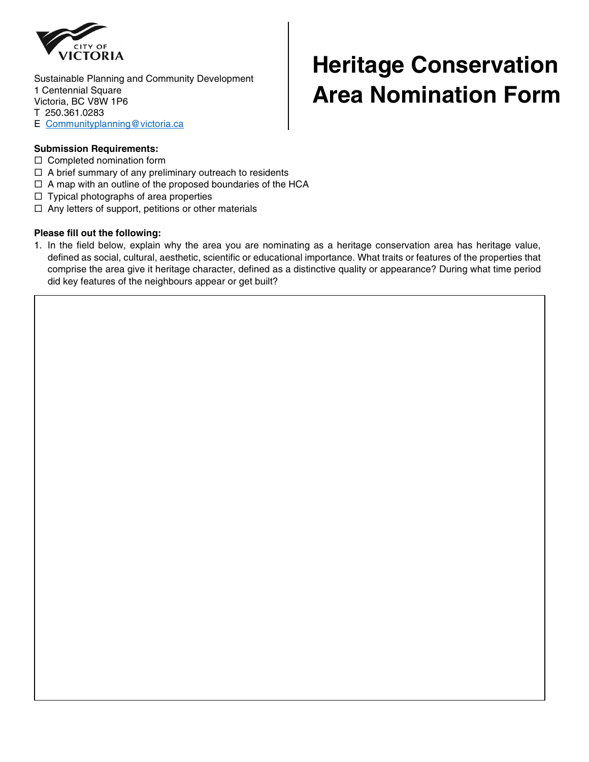CITY OF VICTORIA

Sustainable Planning and Community Development
1 Centennial Square
Victoria, BC V8W 1P6
T 250.361.0283
E [Communityplanning@victoria.ca](mailto:Communityplanning@victoria.ca)

# Heritage Conservation Area Nomination Form

**Submission Requirements:**

- ☐ Completed nomination form
- ☐ A brief summary of any preliminary outreach to residents
- ☐ A map with an outline of the proposed boundaries of the HCA
- ☐ Typical photographs of area properties
- ☐ Any letters of support, petitions or other materials

**Please fill out the following:**

1. In the field below, explain why the area you are nominating as a heritage conservation area has heritage value, defined as social, cultural, aesthetic, scientific or educational importance. What traits or features of the properties that comprise the area give it heritage character, defined as a distinctive quality or appearance? During what time period did key features of the neighbours appear or get built?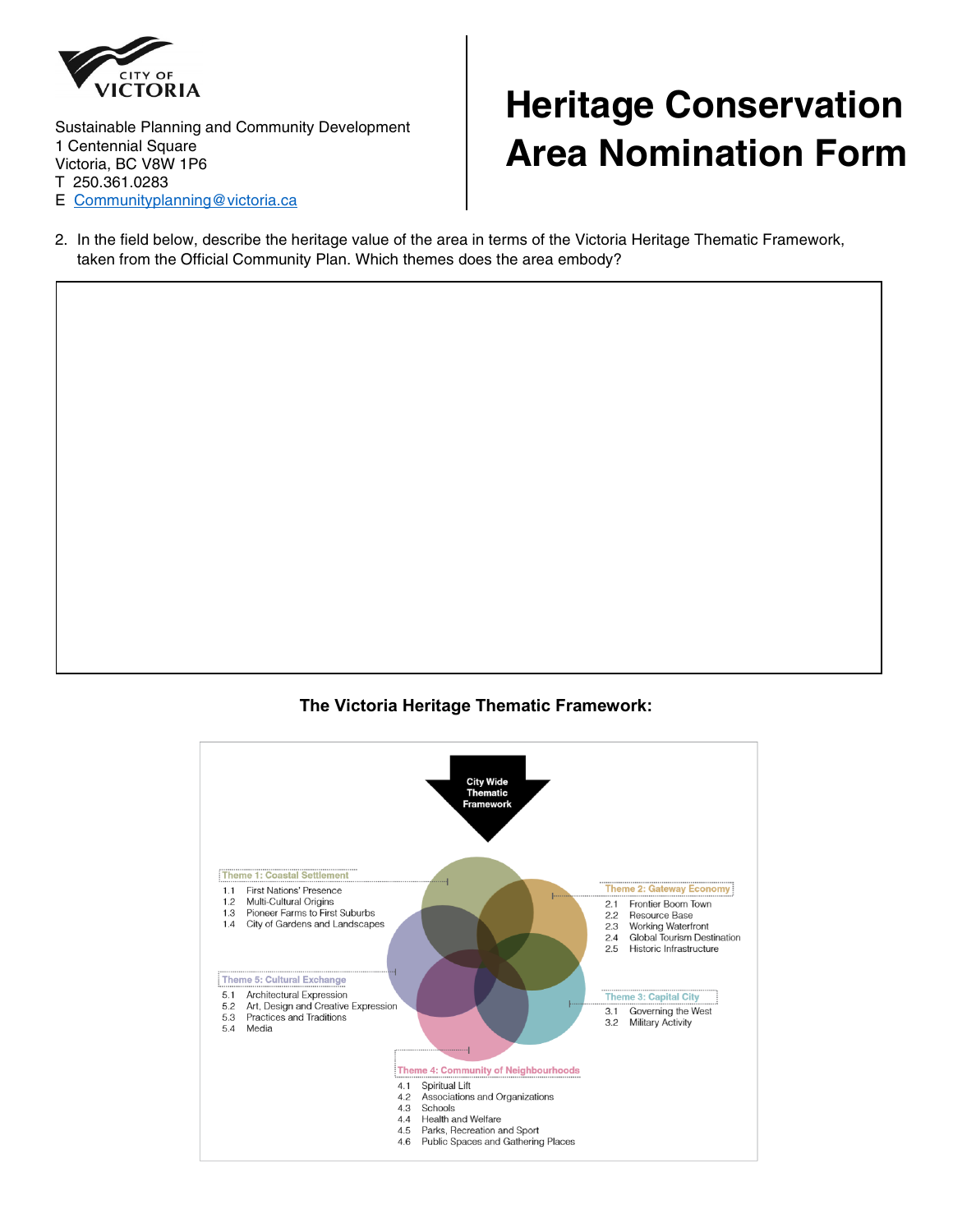CITY OF VICTORIA

Sustainable Planning and Community Development
1 Centennial Square
Victoria, BC V8W 1P6
T 250.361.0283
E Communityplanning@victoria.ca

# Heritage Conservation Area Nomination Form

2. In the field below, describe the heritage value of the area in terms of the Victoria Heritage Thematic Framework, taken from the Official Community Plan. Which themes does the area embody?

| |
|---|
| |

**The Victoria Heritage Thematic Framework:**

City Wide Thematic Framework

**Theme 1: Coastal Settlement**
- 1.1 First Nations' Presence
- 1.2 Multi-Cultural Origins
- 1.3 Pioneer Farms to First Suburbs
- 1.4 City of Gardens and Landscapes

**Theme 2: Gateway Economy**
- 2.1 Frontier Boom Town
- 2.2 Resource Base
- 2.3 Working Waterfront
- 2.4 Global Tourism Destination
- 2.5 Historic Infrastructure

**Theme 3: Capital City**
- 3.1 Governing the West
- 3.2 Military Activity

**Theme 4: Community of Neighbourhoods**
- 4.1 Spiritual Lift
- 4.2 Associations and Organizations
- 4.3 Schools
- 4.4 Health and Welfare
- 4.5 Parks, Recreation and Sport
- 4.6 Public Spaces and Gathering Places

**Theme 5: Cultural Exchange**
- 5.1 Architectural Expression
- 5.2 Art, Design and Creative Expression
- 5.3 Practices and Traditions
- 5.4 Media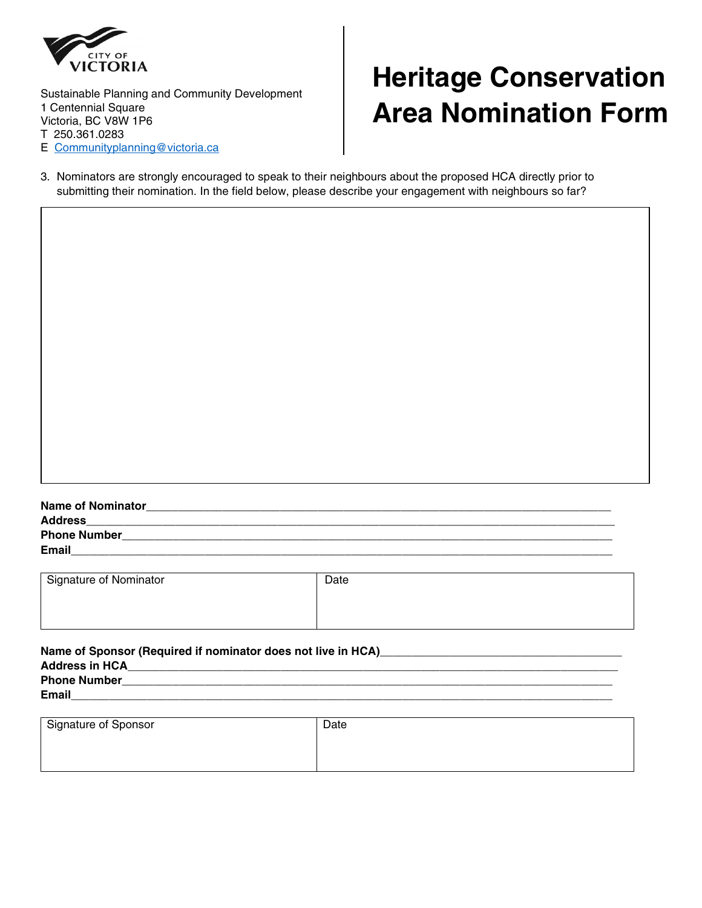CITY OF VICTORIA

Sustainable Planning and Community Development
1 Centennial Square
Victoria, BC V8W 1P6
T 250.361.0283
E Communityplanning@victoria.ca

# Heritage Conservation Area Nomination Form

3. Nominators are strongly encouraged to speak to their neighbours about the proposed HCA directly prior to submitting their nomination. In the field below, please describe your engagement with neighbours so far?

**Name of Nominator**\_\_\_\_\_\_\_\_\_\_\_\_\_\_\_\_\_\_\_\_\_\_\_\_\_\_\_\_\_\_\_\_\_\_\_\_\_\_\_\_
**Address**\_\_\_\_\_\_\_\_\_\_\_\_\_\_\_\_\_\_\_\_\_\_\_\_\_\_\_\_\_\_\_\_\_\_\_\_\_\_\_\_
**Phone Number**\_\_\_\_\_\_\_\_\_\_\_\_\_\_\_\_\_\_\_\_\_\_\_\_\_\_\_\_\_\_\_\_\_\_\_\_\_\_\_\_
**Email**\_\_\_\_\_\_\_\_\_\_\_\_\_\_\_\_\_\_\_\_\_\_\_\_\_\_\_\_\_\_\_\_\_\_\_\_\_\_\_\_

| Signature of Nominator | Date |
|---|---|
| | |

**Name of Sponsor (Required if nominator does not live in HCA)**\_\_\_\_\_\_\_\_\_\_\_\_\_\_\_\_\_\_\_\_
**Address in HCA**\_\_\_\_\_\_\_\_\_\_\_\_\_\_\_\_\_\_\_\_\_\_\_\_\_\_\_\_\_\_\_\_\_\_\_\_\_\_\_\_
**Phone Number**\_\_\_\_\_\_\_\_\_\_\_\_\_\_\_\_\_\_\_\_\_\_\_\_\_\_\_\_\_\_\_\_\_\_\_\_\_\_\_\_
**Email**\_\_\_\_\_\_\_\_\_\_\_\_\_\_\_\_\_\_\_\_\_\_\_\_\_\_\_\_\_\_\_\_\_\_\_\_\_\_\_\_

| Signature of Sponsor | Date |
|---|---|
| | |